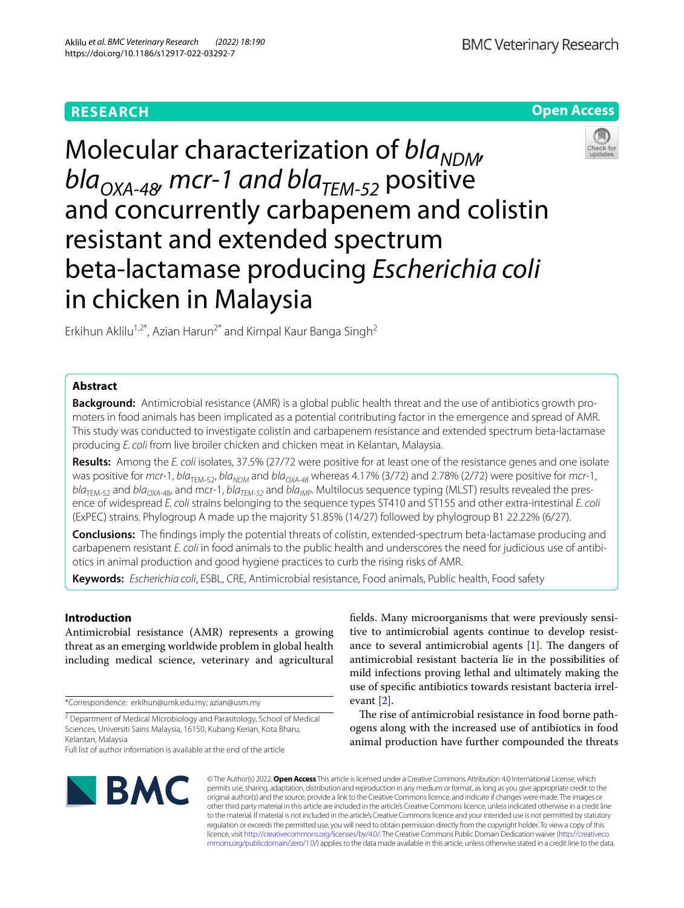**RESEARCH** **Open Access**

# Molecular characterization of *bla*$_{NDM}$, *bla*$_{OXA-48}$, *mcr-1 and bla*$_{TEM-52}$ positive and concurrently carbapenem and colistin resistant and extended spectrum beta-lactamase producing *Escherichia coli* in chicken in Malaysia

Erkihun Aklilu[1,2*], Azian Harun[2*] and Kirnpal Kaur Banga Singh[2]

## Abstract

**Background:** Antimicrobial resistance (AMR) is a global public health threat and the use of antibiotics growth promoters in food animals has been implicated as a potential contributing factor in the emergence and spread of AMR. This study was conducted to investigate colistin and carbapenem resistance and extended spectrum beta-lactamase producing *E. coli* from live broiler chicken and chicken meat in Kelantan, Malaysia.

**Results:** Among the *E. coli* isolates, 37.5% (27/72 were positive for at least one of the resistance genes and one isolate was positive for *mcr*-1, *bla*$_{TEM-52}$, *bla*$_{NDM}$ and *bla*$_{OXA-48}$ whereas 4.17% (3/72) and 2.78% (2/72) were positive for *mcr*-1, *bla*$_{TEM-52}$ and *bla*$_{OXA-48}$, and mcr-1, *bla*$_{TEM-52}$ and *bla*$_{IMP}$. Multilocus sequence typing (MLST) results revealed the presence of widespread *E. coli* strains belonging to the sequence types ST410 and ST155 and other extra-intestinal *E. coli* (ExPEC) strains. Phylogroup A made up the majority 51.85% (14/27) followed by phylogroup B1 22.22% (6/27).

**Conclusions:** The findings imply the potential threats of colistin, extended-spectrum beta-lactamase producing and carbapenem resistant *E. coli* in food animals to the public health and underscores the need for judicious use of antibiotics in animal production and good hygiene practices to curb the rising risks of AMR.

**Keywords:** *Escherichia coli*, ESBL, CRE, Antimicrobial resistance, Food animals, Public health, Food safety

## Introduction

Antimicrobial resistance (AMR) represents a growing threat as an emerging worldwide problem in global health including medical science, veterinary and agricultural fields. Many microorganisms that were previously sensitive to antimicrobial agents continue to develop resistance to several antimicrobial agents [1]. The dangers of antimicrobial resistant bacteria lie in the possibilities of mild infections proving lethal and ultimately making the use of specific antibiotics towards resistant bacteria irrelevant [2].

The rise of antimicrobial resistance in food borne pathogens along with the increased use of antibiotics in food animal production have further compounded the threats

*Correspondence: erkihun@umk.edu.my; azian@usm.my

[2] Department of Medical Microbiology and Parasitology, School of Medical Sciences, Universiti Sains Malaysia, 16150, Kubang Kerian, Kota Bharu, Kelantan, Malaysia

Full list of author information is available at the end of the article

© The Author(s) 2022. **Open Access** This article is licensed under a Creative Commons Attribution 4.0 International License, which permits use, sharing, adaptation, distribution and reproduction in any medium or format, as long as you give appropriate credit to the original author(s) and the source, provide a link to the Creative Commons licence, and indicate if changes were made. The images or other third party material in this article are included in the article's Creative Commons licence, unless indicated otherwise in a credit line to the material. If material is not included in the article's Creative Commons licence and your intended use is not permitted by statutory regulation or exceeds the permitted use, you will need to obtain permission directly from the copyright holder. To view a copy of this licence, visit http://creativecommons.org/licenses/by/4.0/. The Creative Commons Public Domain Dedication waiver (http://creativecommons.org/publicdomain/zero/1.0/) applies to the data made available in this article, unless otherwise stated in a credit line to the data.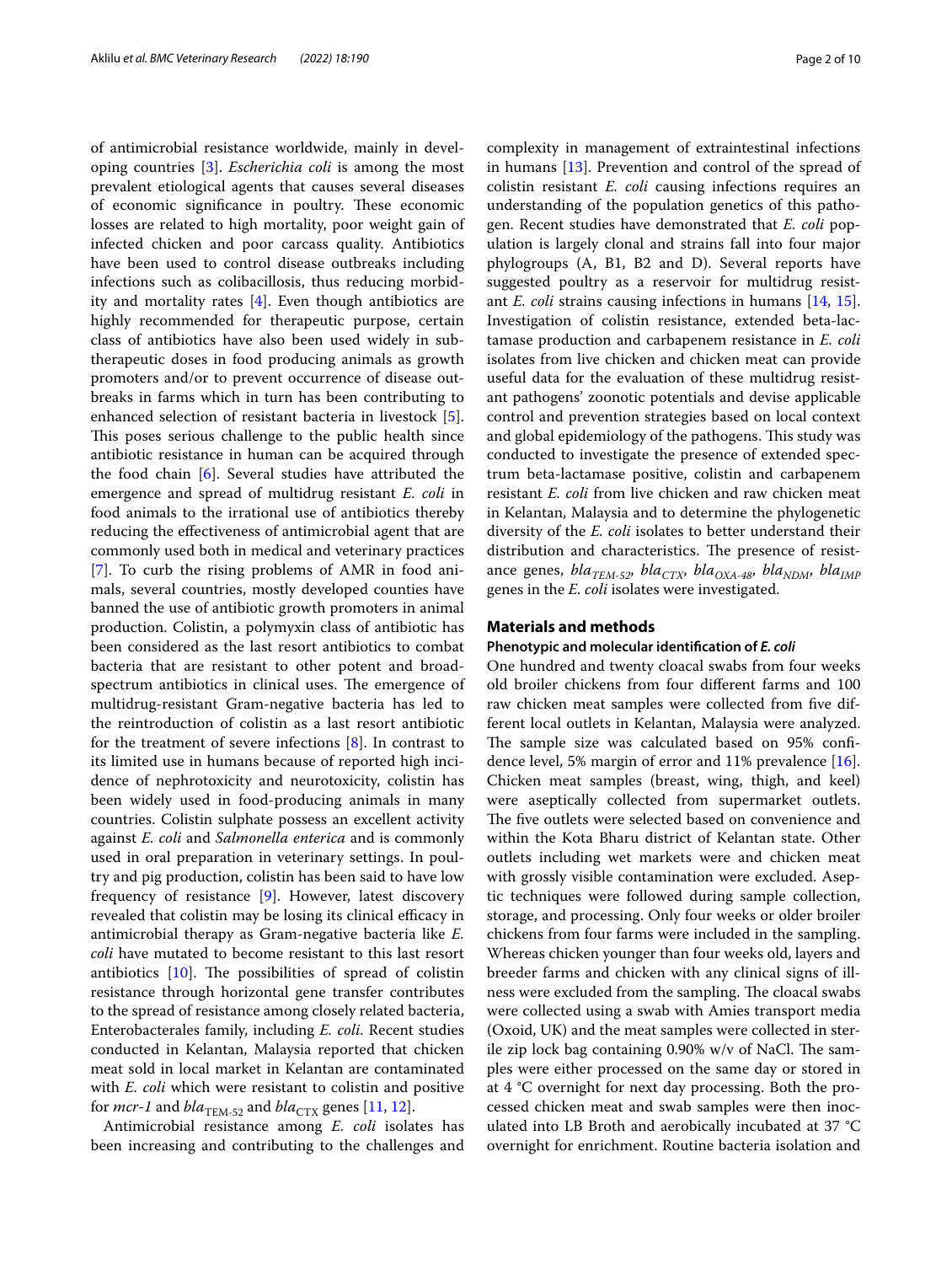of antimicrobial resistance worldwide, mainly in developing countries [3]. *Escherichia coli* is among the most prevalent etiological agents that causes several diseases of economic significance in poultry. These economic losses are related to high mortality, poor weight gain of infected chicken and poor carcass quality. Antibiotics have been used to control disease outbreaks including infections such as colibacillosis, thus reducing morbidity and mortality rates [4]. Even though antibiotics are highly recommended for therapeutic purpose, certain class of antibiotics have also been used widely in subtherapeutic doses in food producing animals as growth promoters and/or to prevent occurrence of disease outbreaks in farms which in turn has been contributing to enhanced selection of resistant bacteria in livestock [5]. This poses serious challenge to the public health since antibiotic resistance in human can be acquired through the food chain [6]. Several studies have attributed the emergence and spread of multidrug resistant *E. coli* in food animals to the irrational use of antibiotics thereby reducing the effectiveness of antimicrobial agent that are commonly used both in medical and veterinary practices [7]. To curb the rising problems of AMR in food animals, several countries, mostly developed counties have banned the use of antibiotic growth promoters in animal production. Colistin, a polymyxin class of antibiotic has been considered as the last resort antibiotics to combat bacteria that are resistant to other potent and broad-spectrum antibiotics in clinical uses. The emergence of multidrug-resistant Gram-negative bacteria has led to the reintroduction of colistin as a last resort antibiotic for the treatment of severe infections [8]. In contrast to its limited use in humans because of reported high incidence of nephrotoxicity and neurotoxicity, colistin has been widely used in food-producing animals in many countries. Colistin sulphate possess an excellent activity against *E. coli* and *Salmonella enterica* and is commonly used in oral preparation in veterinary settings. In poultry and pig production, colistin has been said to have low frequency of resistance [9]. However, latest discovery revealed that colistin may be losing its clinical efficacy in antimicrobial therapy as Gram-negative bacteria like *E. coli* have mutated to become resistant to this last resort antibiotics [10]. The possibilities of spread of colistin resistance through horizontal gene transfer contributes to the spread of resistance among closely related bacteria, Enterobacterales family, including *E. coli*. Recent studies conducted in Kelantan, Malaysia reported that chicken meat sold in local market in Kelantan are contaminated with *E. coli* which were resistant to colistin and positive for *mcr-1* and $bla_{\mathrm{TEM\text{-}52}}$ and $bla_{\mathrm{CTX}}$ genes [11, 12].

Antimicrobial resistance among *E. coli* isolates has been increasing and contributing to the challenges and complexity in management of extraintestinal infections in humans [13]. Prevention and control of the spread of colistin resistant *E. coli* causing infections requires an understanding of the population genetics of this pathogen. Recent studies have demonstrated that *E. coli* population is largely clonal and strains fall into four major phylogroups (A, B1, B2 and D). Several reports have suggested poultry as a reservoir for multidrug resistant *E. coli* strains causing infections in humans [14, 15]. Investigation of colistin resistance, extended beta-lactamase production and carbapenem resistance in *E. coli* isolates from live chicken and chicken meat can provide useful data for the evaluation of these multidrug resistant pathogens' zoonotic potentials and devise applicable control and prevention strategies based on local context and global epidemiology of the pathogens. This study was conducted to investigate the presence of extended spectrum beta-lactamase positive, colistin and carbapenem resistant *E. coli* from live chicken and raw chicken meat in Kelantan, Malaysia and to determine the phylogenetic diversity of the *E. coli* isolates to better understand their distribution and characteristics. The presence of resistance genes, $bla_{TEM\text{-}52}$, $bla_{CTX}$, $bla_{OXA\text{-}48}$, $bla_{NDM}$, $bla_{IMP}$ genes in the *E. coli* isolates were investigated.

## Materials and methods

### Phenotypic and molecular identification of *E. coli*

One hundred and twenty cloacal swabs from four weeks old broiler chickens from four different farms and 100 raw chicken meat samples were collected from five different local outlets in Kelantan, Malaysia were analyzed. The sample size was calculated based on 95% confidence level, 5% margin of error and 11% prevalence [16]. Chicken meat samples (breast, wing, thigh, and keel) were aseptically collected from supermarket outlets. The five outlets were selected based on convenience and within the Kota Bharu district of Kelantan state. Other outlets including wet markets were and chicken meat with grossly visible contamination were excluded. Aseptic techniques were followed during sample collection, storage, and processing. Only four weeks or older broiler chickens from four farms were included in the sampling. Whereas chicken younger than four weeks old, layers and breeder farms and chicken with any clinical signs of illness were excluded from the sampling. The cloacal swabs were collected using a swab with Amies transport media (Oxoid, UK) and the meat samples were collected in sterile zip lock bag containing 0.90% w/v of NaCl. The samples were either processed on the same day or stored in at 4 °C overnight for next day processing. Both the processed chicken meat and swab samples were then inoculated into LB Broth and aerobically incubated at 37 °C overnight for enrichment. Routine bacteria isolation and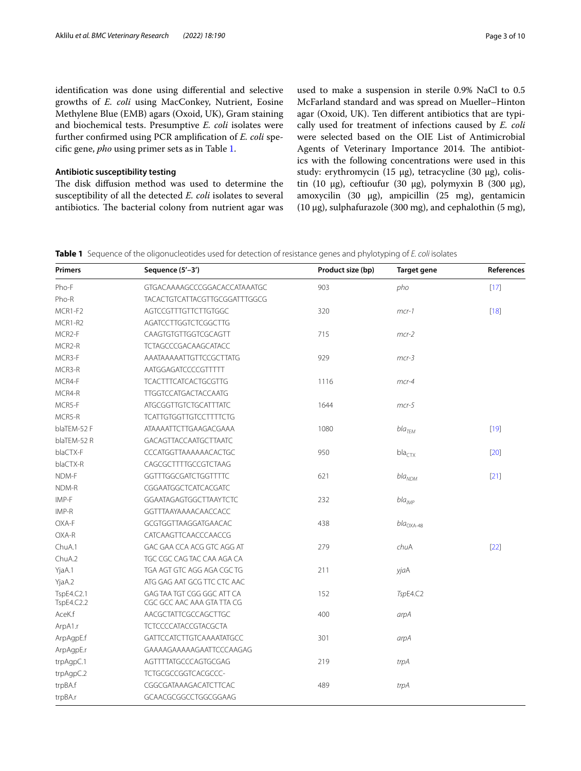identification was done using differential and selective growths of *E. coli* using MacConkey, Nutrient, Eosine Methylene Blue (EMB) agars (Oxoid, UK), Gram staining and biochemical tests. Presumptive *E. coli* isolates were further confirmed using PCR amplification of *E. coli* specific gene, *pho* using primer sets as in Table 1.

### Antibiotic susceptibility testing

The disk diffusion method was used to determine the susceptibility of all the detected *E. coli* isolates to several antibiotics. The bacterial colony from nutrient agar was used to make a suspension in sterile 0.9% NaCl to 0.5 McFarland standard and was spread on Mueller–Hinton agar (Oxoid, UK). Ten different antibiotics that are typically used for treatment of infections caused by *E. coli* were selected based on the OIE List of Antimicrobial Agents of Veterinary Importance 2014. The antibiotics with the following concentrations were used in this study: erythromycin (15 µg), tetracycline (30 µg), colistin (10 µg), ceftioufur (30 µg), polymyxin B (300 µg), amoxycilin (30 µg), ampicillin (25 mg), gentamicin (10 µg), sulphafurazole (300 mg), and cephalothin (5 mg),

**Table 1** Sequence of the oligonucleotides used for detection of resistance genes and phylotyping of *E. coli* isolates

| Primers | Sequence (5′–3′) | Product size (bp) | Target gene | References |
|---|---|---|---|---|
| Pho-F | GTGACAAAAGCCCGGACACCATAAATGC | 903 | *pho* | [17] |
| Pho-R | TACACTGTCATTACGTTGCGGATTTGGCG | | | |
| MCR1-F2 | AGTCCGTTTGTTCTTGTGGC | 320 | *mcr-1* | [18] |
| MCR1-R2 | AGATCCTTGGTCTCGGCTTG | | | |
| MCR2-F | CAAGTGTGTTGGTCGCAGTT | 715 | *mcr-2* | |
| MCR2-R | TCTAGCCCGACAAGCATACC | | | |
| MCR3-F | AAATAAAAATTGTTCCGCTTATG | 929 | *mcr-3* | |
| MCR3-R | AATGGAGATCCCCGTTTTT | | | |
| MCR4-F | TCACTTTCATCACTGCGTTG | 1116 | *mcr-4* | |
| MCR4-R | TTGGTCCATGACTACCAATG | | | |
| MCR5-F | ATGCGGTTGTCTGCATTTATC | 1644 | *mcr-5* | |
| MCR5-R | TCATTGTGGTTGTCCTTTTCTG | | | |
| blaTEM-52 F | ATAAAATTCTTGAAGACGAAA | 1080 | $bla_{TEM}$ | [19] |
| blaTEM-52 R | GACAGTTACCAATGCTTAATC | | | |
| blaCTX-F | CCCATGGTTAAAAAACACTGC | 950 | $bla_{CTX}$ | [20] |
| blaCTX-R | CAGCGCTTTTGCCGTCTAAG | | | |
| NDM-F | GGTTTGGCGATCTGGTTTTC | 621 | $bla_{NDM}$ | [21] |
| NDM-R | CGGAATGGCTCATCACGATC | | | |
| IMP-F | GGAATAGAGTGGCTTAAYTCTC | 232 | $bla_{IMP}$ | |
| IMP-R | GGTTTAAYAAAACAACCACC | | | |
| OXA-F | GCGTGGTTAAGGATGAACAC | 438 | $bla_{OXA-48}$ | |
| OXA-R | CATCAAGTTCAACCCAACCG | | | |
| ChuA.1 | GAC GAA CCA ACG GTC AGG AT | 279 | *chuA* | [22] |
| ChuA.2 | TGC CGC CAG TAC CAA AGA CA | | | |
| YjaA.1 | TGA AGT GTC AGG AGA CGC TG | 211 | *yjaA* | |
| YjaA.2 | ATG GAG AAT GCG TTC CTC AAC | | | |
| TspE4.C2.1 | GAG TAA TGT CGG GGC ATT CA | 152 | *TspE4.C2* | |
| TspE4.C2.2 | CGC GCC AAC AAA GTA TTA CG | | | |
| AceK.f | AACGCTATTCGCCAGCTTGC | 400 | *arpA* | |
| ArpA1.r | TCTCCCCATACCGTACGCTA | | | |
| ArpAgpE.f | GATTCCATCTTGTCAAAATATGCC | 301 | *arpA* | |
| ArpAgpE.r | GAAAAGAAAAAGAATTCCCAAGAG | | | |
| trpAgpC.1 | AGTTTTATGCCCAGTGCGAG | 219 | *trpA* | |
| trpAgpC.2 | TCTGCGCCGGTCACGCCC- | | | |
| trpBA.f | CGGCGATAAAGACATCTTCAC | 489 | *trpA* | |
| trpBA.r | GCAACGCGGCCTGGCGGAAG | | | |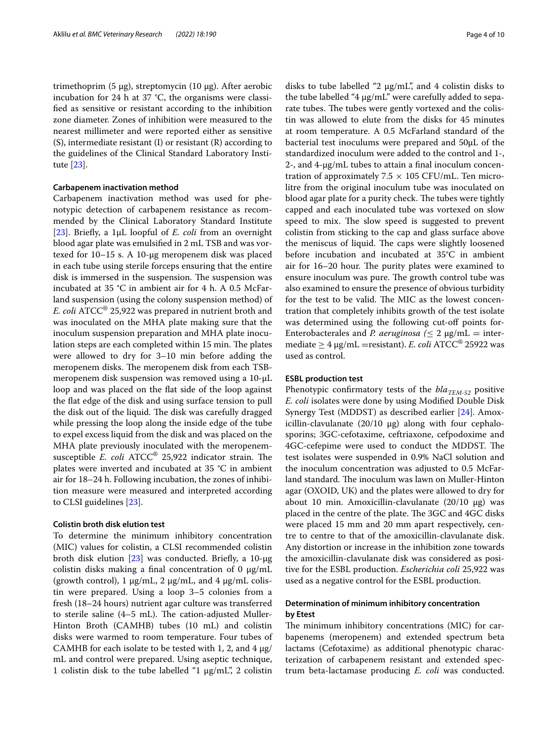trimethoprim (5 μg), streptomycin (10 μg). After aerobic incubation for 24 h at 37 °C, the organisms were classified as sensitive or resistant according to the inhibition zone diameter. Zones of inhibition were measured to the nearest millimeter and were reported either as sensitive (S), intermediate resistant (I) or resistant (R) according to the guidelines of the Clinical Standard Laboratory Institute [23].

#### Carbapenem inactivation method

Carbapenem inactivation method was used for phenotypic detection of carbapenem resistance as recommended by the Clinical Laboratory Standard Institute [23]. Briefly, a 1μL loopful of *E. coli* from an overnight blood agar plate was emulsified in 2 mL TSB and was vortexed for 10–15 s. A 10-μg meropenem disk was placed in each tube using sterile forceps ensuring that the entire disk is immersed in the suspension. The suspension was incubated at 35 °C in ambient air for 4 h. A 0.5 McFarland suspension (using the colony suspension method) of *E. coli* ATCC® 25,922 was prepared in nutrient broth and was inoculated on the MHA plate making sure that the inoculum suspension preparation and MHA plate inoculation steps are each completed within 15 min. The plates were allowed to dry for 3–10 min before adding the meropenem disks. The meropenem disk from each TSB-meropenem disk suspension was removed using a 10-μL loop and was placed on the flat side of the loop against the flat edge of the disk and using surface tension to pull the disk out of the liquid. The disk was carefully dragged while pressing the loop along the inside edge of the tube to expel excess liquid from the disk and was placed on the MHA plate previously inoculated with the meropenem-susceptible *E. coli* ATCC® 25,922 indicator strain. The plates were inverted and incubated at 35 °C in ambient air for 18–24 h. Following incubation, the zones of inhibition measure were measured and interpreted according to CLSI guidelines [23].

#### Colistin broth disk elution test

To determine the minimum inhibitory concentration (MIC) values for colistin, a CLSI recommended colistin broth disk elution [23] was conducted. Briefly, a 10-μg colistin disks making a final concentration of 0 μg/mL (growth control), 1 μg/mL, 2 μg/mL, and 4 μg/mL colistin were prepared. Using a loop 3–5 colonies from a fresh (18–24 hours) nutrient agar culture was transferred to sterile saline (4–5 mL). The cation-adjusted Muller-Hinton Broth (CAMHB) tubes (10 mL) and colistin disks were warmed to room temperature. Four tubes of CAMHB for each isolate to be tested with 1, 2, and 4 μg/mL and control were prepared. Using aseptic technique, 1 colistin disk to the tube labelled "1 μg/mL", 2 colistin disks to tube labelled "2 μg/mL", and 4 colistin disks to the tube labelled "4 μg/mL" were carefully added to separate tubes. The tubes were gently vortexed and the colistin was allowed to elute from the disks for 45 minutes at room temperature. A 0.5 McFarland standard of the bacterial test inoculums were prepared and 50μL of the standardized inoculum were added to the control and 1-, 2-, and 4-μg/mL tubes to attain a final inoculum concentration of approximately 7.5 × 105 CFU/mL. Ten microlitre from the original inoculum tube was inoculated on blood agar plate for a purity check. The tubes were tightly capped and each inoculated tube was vortexed on slow speed to mix. The slow speed is suggested to prevent colistin from sticking to the cap and glass surface above the meniscus of liquid. The caps were slightly loosened before incubation and incubated at 35°C in ambient air for 16–20 hour. The purity plates were examined to ensure inoculum was pure. The growth control tube was also examined to ensure the presence of obvious turbidity for the test to be valid. The MIC as the lowest concentration that completely inhibits growth of the test isolate was determined using the following cut-off points for Enterobacterales and *P. aeruginosa* (≤ 2 μg/mL = intermediate ≥ 4 μg/mL =resistant). *E. coli* ATCC® 25922 was used as control.

#### ESBL production test

Phenotypic confirmatory tests of the $bla_{TEM-52}$ positive *E. coli* isolates were done by using Modified Double Disk Synergy Test (MDDST) as described earlier [24]. Amoxicillin-clavulanate (20/10 μg) along with four cephalosporins; 3GC-cefotaxime, ceftriaxone, cefpodoxime and 4GC-cefepime were used to conduct the MDDST. The test isolates were suspended in 0.9% NaCl solution and the inoculum concentration was adjusted to 0.5 McFarland standard. The inoculum was lawn on Muller-Hinton agar (OXOID, UK) and the plates were allowed to dry for about 10 min. Amoxicillin-clavulanate (20/10 μg) was placed in the centre of the plate. The 3GC and 4GC disks were placed 15 mm and 20 mm apart respectively, centre to centre to that of the amoxicillin-clavulanate disk. Any distortion or increase in the inhibition zone towards the amoxicillin-clavulanate disk was considered as positive for the ESBL production. *Escherichia coli* 25,922 was used as a negative control for the ESBL production.

#### Determination of minimum inhibitory concentration by Etest

The minimum inhibitory concentrations (MIC) for carbapenems (meropenem) and extended spectrum beta lactams (Cefotaxime) as additional phenotypic characterization of carbapenem resistant and extended spectrum beta-lactamase producing *E. coli* was conducted.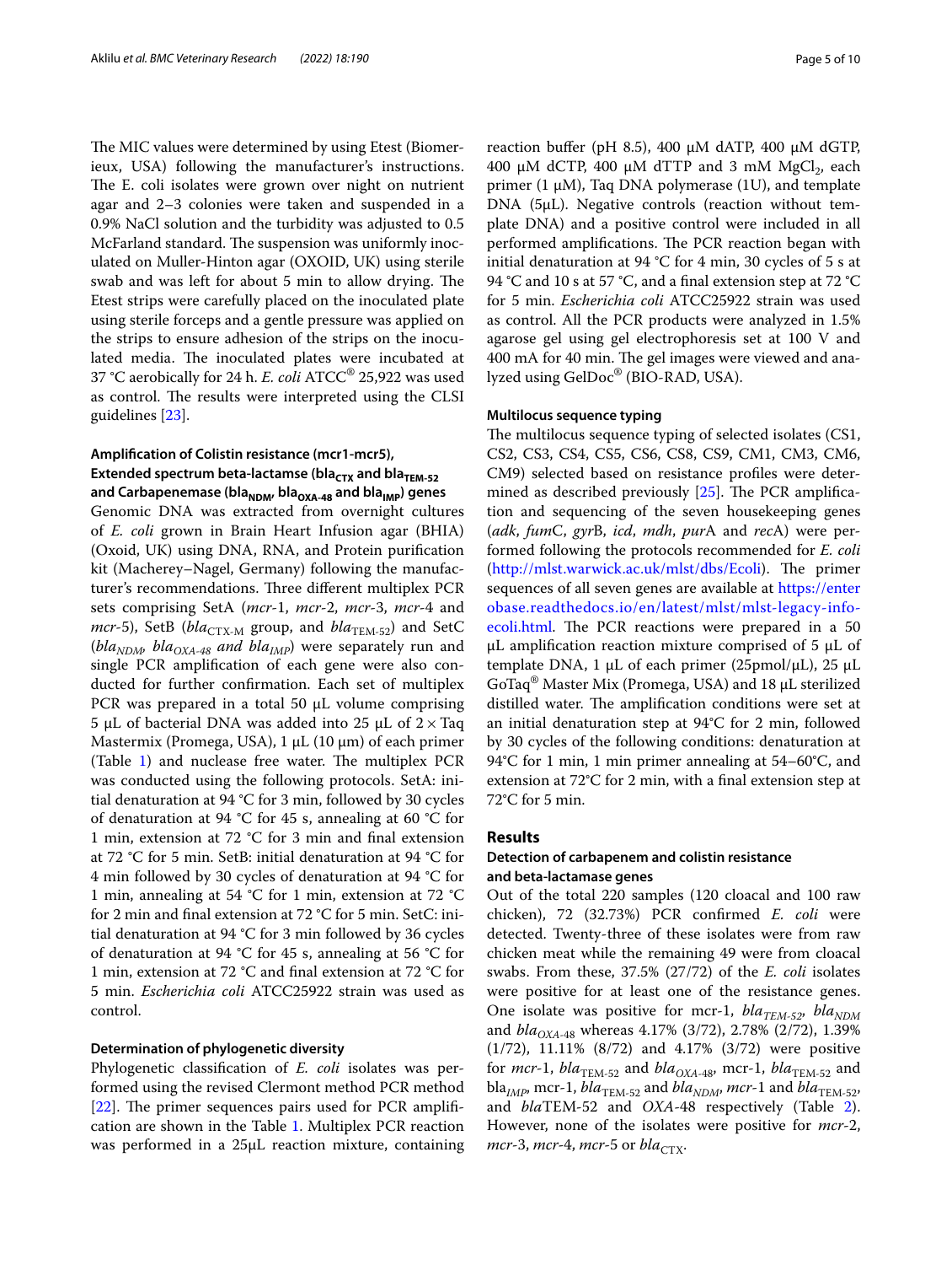The MIC values were determined by using Etest (Biomerieux, USA) following the manufacturer's instructions. The E. coli isolates were grown over night on nutrient agar and 2–3 colonies were taken and suspended in a 0.9% NaCl solution and the turbidity was adjusted to 0.5 McFarland standard. The suspension was uniformly inoculated on Muller-Hinton agar (OXOID, UK) using sterile swab and was left for about 5 min to allow drying. The Etest strips were carefully placed on the inoculated plate using sterile forceps and a gentle pressure was applied on the strips to ensure adhesion of the strips on the inoculated media. The inoculated plates were incubated at 37 °C aerobically for 24 h. *E. coli* ATCC® 25,922 was used as control. The results were interpreted using the CLSI guidelines [23].

#### Amplification of Colistin resistance (mcr1-mcr5), Extended spectrum beta-lactamse ($bla_{CTX}$ and $bla_{TEM-52}$ and Carbapenemase ($bla_{NDM}$, $bla_{OXA-48}$ and $bla_{IMP}$) genes

Genomic DNA was extracted from overnight cultures of *E. coli* grown in Brain Heart Infusion agar (BHIA) (Oxoid, UK) using DNA, RNA, and Protein purification kit (Macherey–Nagel, Germany) following the manufacturer's recommendations. Three different multiplex PCR sets comprising SetA (*mcr*-1, *mcr*-2, *mcr*-3, *mcr*-4 and *mcr*-5), SetB ($bla_{CTX-M}$ group, and $bla_{TEM-52}$) and SetC ($bla_{NDM}$, $bla_{OXA-48}$ *and* $bla_{IMP}$) were separately run and single PCR amplification of each gene were also conducted for further confirmation. Each set of multiplex PCR was prepared in a total 50 µL volume comprising 5 µL of bacterial DNA was added into 25 µL of 2 × Taq Mastermix (Promega, USA), 1 µL (10 µm) of each primer (Table 1) and nuclease free water. The multiplex PCR was conducted using the following protocols. SetA: initial denaturation at 94 °C for 3 min, followed by 30 cycles of denaturation at 94 °C for 45 s, annealing at 60 °C for 1 min, extension at 72 °C for 3 min and final extension at 72 °C for 5 min. SetB: initial denaturation at 94 °C for 4 min followed by 30 cycles of denaturation at 94 °C for 1 min, annealing at 54 °C for 1 min, extension at 72 °C for 2 min and final extension at 72 °C for 5 min. SetC: initial denaturation at 94 °C for 3 min followed by 36 cycles of denaturation at 94 °C for 45 s, annealing at 56 °C for 1 min, extension at 72 °C and final extension at 72 °C for 5 min. *Escherichia coli* ATCC25922 strain was used as control.

#### Determination of phylogenetic diversity

Phylogenetic classification of *E. coli* isolates was performed using the revised Clermont method PCR method [22]. The primer sequences pairs used for PCR amplification are shown in the Table 1. Multiplex PCR reaction was performed in a 25µL reaction mixture, containing reaction buffer (pH 8.5), 400 µM dATP, 400 µM dGTP, 400 µM dCTP, 400 µM dTTP and 3 mM $MgCl_2$, each primer (1 µM), Taq DNA polymerase (1U), and template DNA (5µL). Negative controls (reaction without template DNA) and a positive control were included in all performed amplifications. The PCR reaction began with initial denaturation at 94 °C for 4 min, 30 cycles of 5 s at 94 °C and 10 s at 57 °C, and a final extension step at 72 °C for 5 min. *Escherichia coli* ATCC25922 strain was used as control. All the PCR products were analyzed in 1.5% agarose gel using gel electrophoresis set at 100 V and 400 mA for 40 min. The gel images were viewed and analyzed using GelDoc® (BIO-RAD, USA).

#### Multilocus sequence typing

The multilocus sequence typing of selected isolates (CS1, CS2, CS3, CS4, CS5, CS6, CS8, CS9, CM1, CM3, CM6, CM9) selected based on resistance profiles were determined as described previously [25]. The PCR amplification and sequencing of the seven housekeeping genes (*adk*, *fum*C, *gyr*B, *icd*, *mdh*, *pur*A and *rec*A) were performed following the protocols recommended for *E. coli* (http://mlst.warwick.ac.uk/mlst/dbs/Ecoli). The primer sequences of all seven genes are available at https://enterobase.readthedocs.io/en/latest/mlst/mlst-legacy-info-ecoli.html. The PCR reactions were prepared in a 50 µL amplification reaction mixture comprised of 5 µL of template DNA, 1 µL of each primer (25pmol/µL), 25 µL GoTaq® Master Mix (Promega, USA) and 18 µL sterilized distilled water. The amplification conditions were set at an initial denaturation step at 94°C for 2 min, followed by 30 cycles of the following conditions: denaturation at 94°C for 1 min, 1 min primer annealing at 54–60°C, and extension at 72°C for 2 min, with a final extension step at 72°C for 5 min.

## Results

#### Detection of carbapenem and colistin resistance and beta-lactamase genes

Out of the total 220 samples (120 cloacal and 100 raw chicken), 72 (32.73%) PCR confirmed *E. coli* were detected. Twenty-three of these isolates were from raw chicken meat while the remaining 49 were from cloacal swabs. From these, 37.5% (27/72) of the *E. coli* isolates were positive for at least one of the resistance genes. One isolate was positive for mcr-1, $bla_{TEM-52}$, $bla_{NDM}$ and $bla_{OXA-48}$ whereas 4.17% (3/72), 2.78% (2/72), 1.39% (1/72), 11.11% (8/72) and 4.17% (3/72) were positive for *mcr*-1, $bla_{TEM-52}$ and $bla_{OXA-48}$, mcr-1, $bla_{TEM-52}$ and $bla_{IMP}$, mcr-1, $bla_{TEM-52}$ and $bla_{NDM}$, *mcr*-1 and $bla_{TEM-52}$, and *bla*TEM-52 and *OXA*-48 respectively (Table 2). However, none of the isolates were positive for *mcr*-2, *mcr*-3, *mcr*-4, *mcr*-5 or $bla_{CTX}$.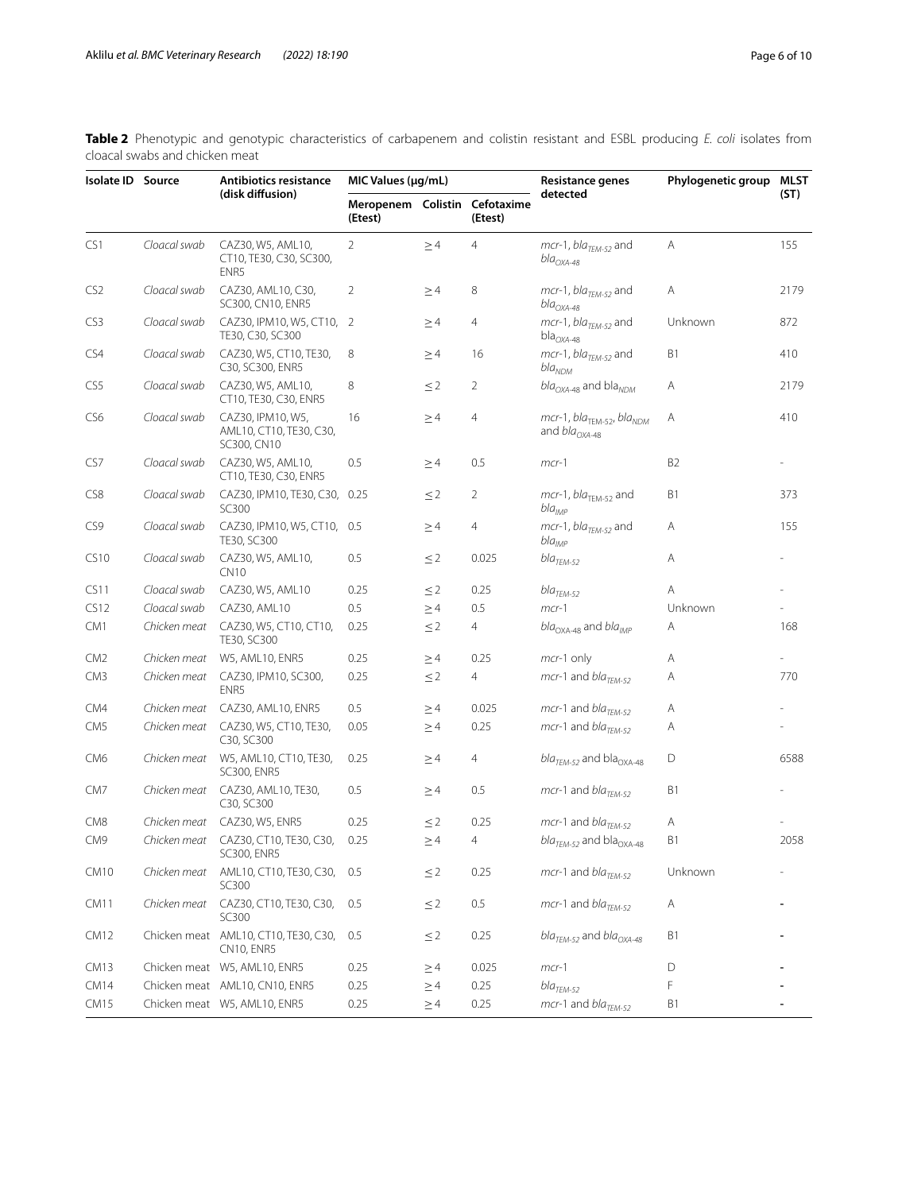**Table 2** Phenotypic and genotypic characteristics of carbapenem and colistin resistant and ESBL producing *E. coli* isolates from cloacal swabs and chicken meat

| Isolate ID | Source | Antibiotics resistance (disk diffusion) | MIC Values (μg/mL) | | | Resistance genes detected | Phylogenetic group | MLST (ST) |
|---|---|---|---|---|---|---|---|---|
| | | | Meropenem (Etest) | Colistin | Cefotaxime (Etest) | | | |
| CS1 | *Cloacal swab* | CAZ30, W5, AML10, CT10, TE30, C30, SC300, ENR5 | 2 | ≥ 4 | 4 | *mcr*-1, $bla_{TEM-52}$ and $bla_{OXA-48}$ | A | 155 |
| CS2 | *Cloacal swab* | CAZ30, AML10, C30, SC300, CN10, ENR5 | 2 | ≥ 4 | 8 | *mcr*-1, $bla_{TEM-52}$ and $bla_{OXA-48}$ | A | 2179 |
| CS3 | *Cloacal swab* | CAZ30, IPM10, W5, CT10, TE30, C30, SC300 | 2 | ≥ 4 | 4 | *mcr*-1, $bla_{TEM-52}$ and $bla_{OXA-48}$ | Unknown | 872 |
| CS4 | *Cloacal swab* | CAZ30, W5, CT10, TE30, C30, SC300, ENR5 | 8 | ≥ 4 | 16 | *mcr*-1, $bla_{TEM-52}$ and $bla_{NDM}$ | B1 | 410 |
| CS5 | *Cloacal swab* | CAZ30, W5, AML10, CT10, TE30, C30, ENR5 | 8 | ≤ 2 | 2 | $bla_{OXA-48}$ and $bla_{NDM}$ | A | 2179 |
| CS6 | *Cloacal swab* | CAZ30, IPM10, W5, AML10, CT10, TE30, C30, SC300, CN10 | 16 | ≥ 4 | 4 | *mcr*-1, $bla_{TEM-52}$, $bla_{NDM}$ and $bla_{OXA-48}$ | A | 410 |
| CS7 | *Cloacal swab* | CAZ30, W5, AML10, CT10, TE30, C30, ENR5 | 0.5 | ≥ 4 | 0.5 | *mcr*-1 | B2 | - |
| CS8 | *Cloacal swab* | CAZ30, IPM10, TE30, C30, SC300 | 0.25 | ≤ 2 | 2 | *mcr*-1, $bla_{TEM-52}$ and $bla_{IMP}$ | B1 | 373 |
| CS9 | *Cloacal swab* | CAZ30, IPM10, W5, CT10, TE30, SC300 | 0.5 | ≥ 4 | 4 | *mcr*-1, $bla_{TEM-52}$ and $bla_{IMP}$ | A | 155 |
| CS10 | *Cloacal swab* | CAZ30, W5, AML10, CN10 | 0.5 | ≤ 2 | 0.025 | $bla_{TEM-52}$ | A | - |
| CS11 | *Cloacal swab* | CAZ30, W5, AML10 | 0.25 | ≤ 2 | 0.25 | $bla_{TEM-52}$ | A | - |
| CS12 | *Cloacal swab* | CAZ30, AML10 | 0.5 | ≥ 4 | 0.5 | *mcr*-1 | Unknown | - |
| CM1 | *Chicken meat* | CAZ30, W5, CT10, CT10, TE30, SC300 | 0.25 | ≤ 2 | 4 | $bla_{OXA-48}$ and $bla_{IMP}$ | A | 168 |
| CM2 | *Chicken meat* | W5, AML10, ENR5 | 0.25 | ≥ 4 | 0.25 | *mcr*-1 only | A | - |
| CM3 | *Chicken meat* | CAZ30, IPM10, SC300, ENR5 | 0.25 | ≤ 2 | 4 | *mcr*-1 and $bla_{TEM-52}$ | A | 770 |
| CM4 | *Chicken meat* | CAZ30, AML10, ENR5 | 0.5 | ≥ 4 | 0.025 | *mcr*-1 and $bla_{TEM-52}$ | A | - |
| CM5 | *Chicken meat* | CAZ30, W5, CT10, TE30, C30, SC300 | 0.05 | ≥ 4 | 0.25 | *mcr*-1 and $bla_{TEM-52}$ | A | - |
| CM6 | *Chicken meat* | W5, AML10, CT10, TE30, SC300, ENR5 | 0.25 | ≥ 4 | 4 | $bla_{TEM-52}$ and $bla_{OXA-48}$ | D | 6588 |
| CM7 | *Chicken meat* | CAZ30, AML10, TE30, C30, SC300 | 0.5 | ≥ 4 | 0.5 | *mcr*-1 and $bla_{TEM-52}$ | B1 | - |
| CM8 | *Chicken meat* | CAZ30, W5, ENR5 | 0.25 | ≤ 2 | 0.25 | *mcr*-1 and $bla_{TEM-52}$ | A | - |
| CM9 | *Chicken meat* | CAZ30, CT10, TE30, C30, SC300, ENR5 | 0.25 | ≥ 4 | 4 | $bla_{TEM-52}$ and $bla_{OXA-48}$ | B1 | 2058 |
| CM10 | *Chicken meat* | AML10, CT10, TE30, C30, SC300 | 0.5 | ≤ 2 | 0.25 | *mcr*-1 and $bla_{TEM-52}$ | Unknown | - |
| CM11 | *Chicken meat* | CAZ30, CT10, TE30, C30, SC300 | 0.5 | ≤ 2 | 0.5 | *mcr*-1 and $bla_{TEM-52}$ | A | - |
| CM12 | Chicken meat | AML10, CT10, TE30, C30, CN10, ENR5 | 0.5 | ≤ 2 | 0.25 | $bla_{TEM-52}$ and $bla_{OXA-48}$ | B1 | - |
| CM13 | Chicken meat | W5, AML10, ENR5 | 0.25 | ≥ 4 | 0.025 | *mcr*-1 | D | - |
| CM14 | Chicken meat | AML10, CN10, ENR5 | 0.25 | ≥ 4 | 0.25 | $bla_{TEM-52}$ | F | - |
| CM15 | Chicken meat | W5, AML10, ENR5 | 0.25 | ≥ 4 | 0.25 | *mcr*-1 and $bla_{TEM-52}$ | B1 | - |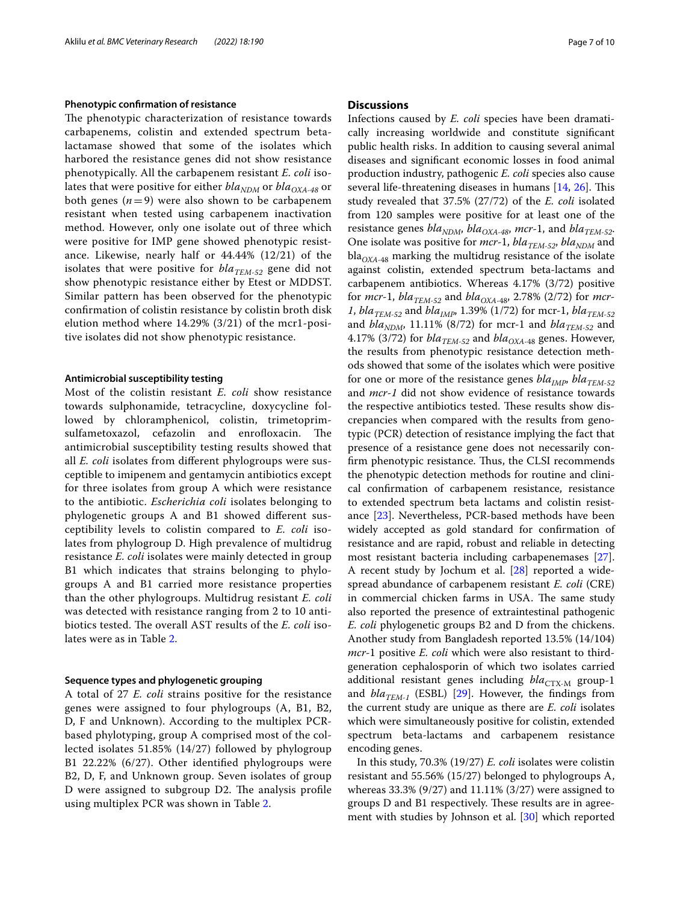### Phenotypic confirmation of resistance

The phenotypic characterization of resistance towards carbapenems, colistin and extended spectrum beta-lactamase showed that some of the isolates which harbored the resistance genes did not show resistance phenotypically. All the carbapenem resistant *E. coli* isolates that were positive for either $bla_{NDM}$ or $bla_{OXA-48}$ or both genes ($n = 9$) were also shown to be carbapenem resistant when tested using carbapenem inactivation method. However, only one isolate out of three which were positive for IMP gene showed phenotypic resistance. Likewise, nearly half or 44.44% (12/21) of the isolates that were positive for $bla_{TEM-52}$ gene did not show phenotypic resistance either by Etest or MDDST. Similar pattern has been observed for the phenotypic confirmation of colistin resistance by colistin broth disk elution method where 14.29% (3/21) of the mcr1-positive isolates did not show phenotypic resistance.

### Antimicrobial susceptibility testing

Most of the colistin resistant *E. coli* show resistance towards sulphonamide, tetracycline, doxycycline followed by chloramphenicol, colistin, trimetoprim-sulfametoxazol, cefazolin and enrofloxacin. The antimicrobial susceptibility testing results showed that all *E. coli* isolates from different phylogroups were susceptible to imipenem and gentamycin antibiotics except for three isolates from group A which were resistance to the antibiotic. *Escherichia coli* isolates belonging to phylogenetic groups A and B1 showed different susceptibility levels to colistin compared to *E. coli* isolates from phylogroup D. High prevalence of multidrug resistance *E. coli* isolates were mainly detected in group B1 which indicates that strains belonging to phylogroups A and B1 carried more resistance properties than the other phylogroups. Multidrug resistant *E. coli* was detected with resistance ranging from 2 to 10 antibiotics tested. The overall AST results of the *E. coli* isolates were as in Table 2.

### Sequence types and phylogenetic grouping

A total of 27 *E. coli* strains positive for the resistance genes were assigned to four phylogroups (A, B1, B2, D, F and Unknown). According to the multiplex PCR-based phylotyping, group A comprised most of the collected isolates 51.85% (14/27) followed by phylogroup B1 22.22% (6/27). Other identified phylogroups were B2, D, F, and Unknown group. Seven isolates of group D were assigned to subgroup D2. The analysis profile using multiplex PCR was shown in Table 2.

## Discussions

Infections caused by *E. coli* species have been dramatically increasing worldwide and constitute significant public health risks. In addition to causing several animal diseases and significant economic losses in food animal production industry, pathogenic *E. coli* species also cause several life-threatening diseases in humans [14, 26]. This study revealed that 37.5% (27/72) of the *E. coli* isolated from 120 samples were positive for at least one of the resistance genes $bla_{NDM}$, $bla_{OXA-48}$, *mcr*-1, and $bla_{TEM-52}$. One isolate was positive for *mcr*-1, $bla_{TEM-52}$, $bla_{NDM}$ and $bla_{OXA-48}$ marking the multidrug resistance of the isolate against colistin, extended spectrum beta-lactams and carbapenem antibiotics. Whereas 4.17% (3/72) positive for *mcr*-1, $bla_{TEM-52}$ and $bla_{OXA-48}$, 2.78% (2/72) for *mcr-1*, $bla_{TEM-52}$ and $bla_{IMP}$, 1.39% (1/72) for mcr-1, $bla_{TEM-52}$ and $bla_{NDM}$, 11.11% (8/72) for mcr-1 and $bla_{TEM-52}$ and 4.17% (3/72) for $bla_{TEM-52}$ and $bla_{OXA-48}$ genes. However, the results from phenotypic resistance detection methods showed that some of the isolates which were positive for one or more of the resistance genes $bla_{IMP}$, $bla_{TEM-52}$ and *mcr-1* did not show evidence of resistance towards the respective antibiotics tested. These results show discrepancies when compared with the results from genotypic (PCR) detection of resistance implying the fact that presence of a resistance gene does not necessarily confirm phenotypic resistance. Thus, the CLSI recommends the phenotypic detection methods for routine and clinical confirmation of carbapenem resistance, resistance to extended spectrum beta lactams and colistin resistance [23]. Nevertheless, PCR-based methods have been widely accepted as gold standard for confirmation of resistance and are rapid, robust and reliable in detecting most resistant bacteria including carbapenemases [27]. A recent study by Jochum et al. [28] reported a widespread abundance of carbapenem resistant *E. coli* (CRE) in commercial chicken farms in USA. The same study also reported the presence of extraintestinal pathogenic *E. coli* phylogenetic groups B2 and D from the chickens. Another study from Bangladesh reported 13.5% (14/104) *mcr*-1 positive *E. coli* which were also resistant to third-generation cephalosporin of which two isolates carried additional resistant genes including $bla_{CTX-M}$ group-1 and $bla_{TEM-1}$ (ESBL) [29]. However, the findings from the current study are unique as there are *E. coli* isolates which were simultaneously positive for colistin, extended spectrum beta-lactams and carbapenem resistance encoding genes.

In this study, 70.3% (19/27) *E. coli* isolates were colistin resistant and 55.56% (15/27) belonged to phylogroups A, whereas 33.3% (9/27) and 11.11% (3/27) were assigned to groups D and B1 respectively. These results are in agreement with studies by Johnson et al. [30] which reported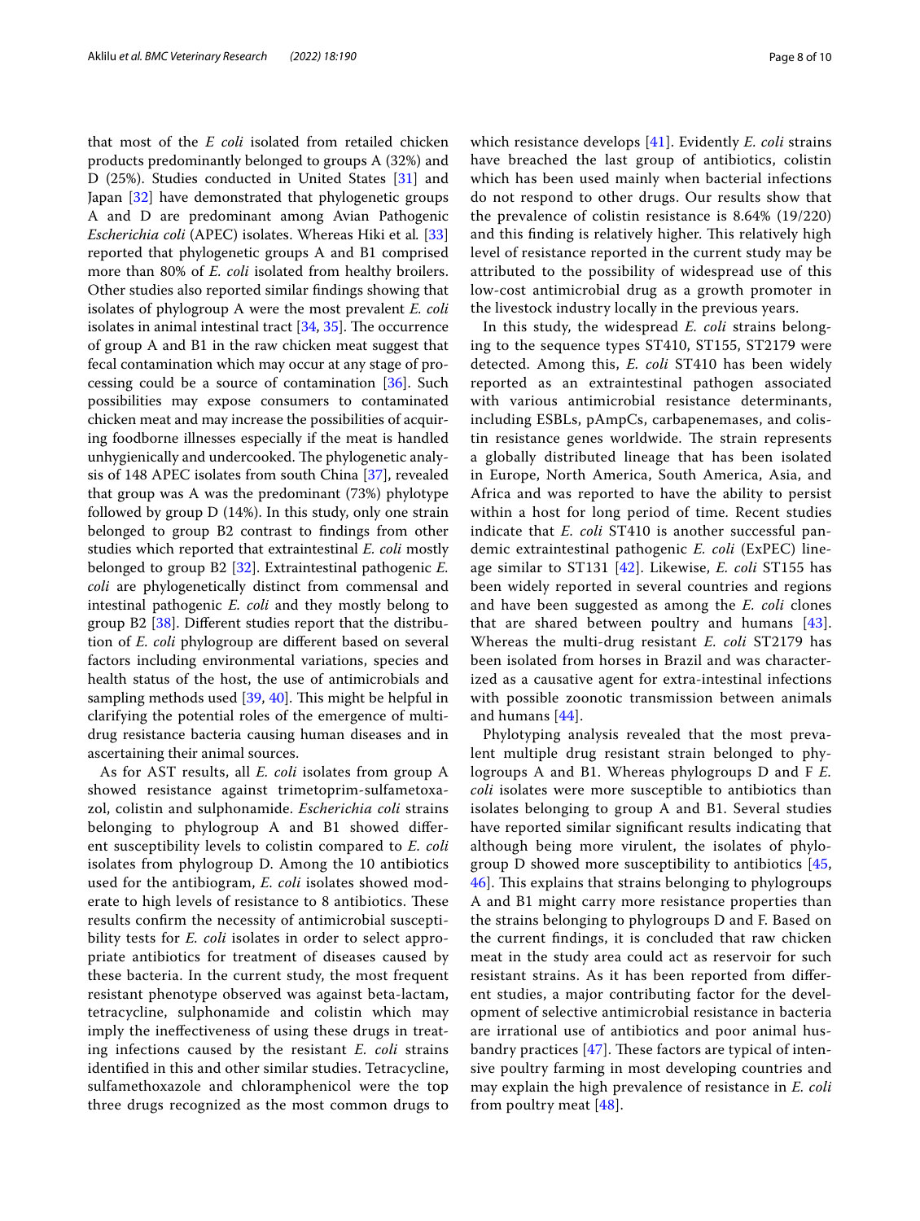that most of the *E coli* isolated from retailed chicken products predominantly belonged to groups A (32%) and D (25%). Studies conducted in United States [31] and Japan [32] have demonstrated that phylogenetic groups A and D are predominant among Avian Pathogenic *Escherichia coli* (APEC) isolates. Whereas Hiki et al*.* [33] reported that phylogenetic groups A and B1 comprised more than 80% of *E. coli* isolated from healthy broilers. Other studies also reported similar findings showing that isolates of phylogroup A were the most prevalent *E. coli* isolates in animal intestinal tract [34, 35]. The occurrence of group A and B1 in the raw chicken meat suggest that fecal contamination which may occur at any stage of processing could be a source of contamination [36]. Such possibilities may expose consumers to contaminated chicken meat and may increase the possibilities of acquiring foodborne illnesses especially if the meat is handled unhygienically and undercooked. The phylogenetic analysis of 148 APEC isolates from south China [37], revealed that group was A was the predominant (73%) phylotype followed by group D (14%). In this study, only one strain belonged to group B2 contrast to findings from other studies which reported that extraintestinal *E. coli* mostly belonged to group B2 [32]. Extraintestinal pathogenic *E. coli* are phylogenetically distinct from commensal and intestinal pathogenic *E. coli* and they mostly belong to group B2 [38]. Different studies report that the distribution of *E. coli* phylogroup are different based on several factors including environmental variations, species and health status of the host, the use of antimicrobials and sampling methods used [39, 40]. This might be helpful in clarifying the potential roles of the emergence of multidrug resistance bacteria causing human diseases and in ascertaining their animal sources.

As for AST results, all *E. coli* isolates from group A showed resistance against trimetoprim-sulfametoxazol, colistin and sulphonamide. *Escherichia coli* strains belonging to phylogroup A and B1 showed different susceptibility levels to colistin compared to *E. coli* isolates from phylogroup D. Among the 10 antibiotics used for the antibiogram, *E. coli* isolates showed moderate to high levels of resistance to 8 antibiotics. These results confirm the necessity of antimicrobial susceptibility tests for *E. coli* isolates in order to select appropriate antibiotics for treatment of diseases caused by these bacteria. In the current study, the most frequent resistant phenotype observed was against beta-lactam, tetracycline, sulphonamide and colistin which may imply the ineffectiveness of using these drugs in treating infections caused by the resistant *E. coli* strains identified in this and other similar studies. Tetracycline, sulfamethoxazole and chloramphenicol were the top three drugs recognized as the most common drugs to which resistance develops [41]. Evidently *E. coli* strains have breached the last group of antibiotics, colistin which has been used mainly when bacterial infections do not respond to other drugs. Our results show that the prevalence of colistin resistance is 8.64% (19/220) and this finding is relatively higher. This relatively high level of resistance reported in the current study may be attributed to the possibility of widespread use of this low-cost antimicrobial drug as a growth promoter in the livestock industry locally in the previous years.

In this study, the widespread *E. coli* strains belonging to the sequence types ST410, ST155, ST2179 were detected. Among this, *E. coli* ST410 has been widely reported as an extraintestinal pathogen associated with various antimicrobial resistance determinants, including ESBLs, pAmpCs, carbapenemases, and colistin resistance genes worldwide. The strain represents a globally distributed lineage that has been isolated in Europe, North America, South America, Asia, and Africa and was reported to have the ability to persist within a host for long period of time. Recent studies indicate that *E. coli* ST410 is another successful pandemic extraintestinal pathogenic *E. coli* (ExPEC) lineage similar to ST131 [42]. Likewise, *E. coli* ST155 has been widely reported in several countries and regions and have been suggested as among the *E. coli* clones that are shared between poultry and humans [43]. Whereas the multi-drug resistant *E. coli* ST2179 has been isolated from horses in Brazil and was characterized as a causative agent for extra-intestinal infections with possible zoonotic transmission between animals and humans [44].

Phylotyping analysis revealed that the most prevalent multiple drug resistant strain belonged to phylogroups A and B1. Whereas phylogroups D and F *E. coli* isolates were more susceptible to antibiotics than isolates belonging to group A and B1. Several studies have reported similar significant results indicating that although being more virulent, the isolates of phylogroup D showed more susceptibility to antibiotics [45, 46]. This explains that strains belonging to phylogroups A and B1 might carry more resistance properties than the strains belonging to phylogroups D and F. Based on the current findings, it is concluded that raw chicken meat in the study area could act as reservoir for such resistant strains. As it has been reported from different studies, a major contributing factor for the development of selective antimicrobial resistance in bacteria are irrational use of antibiotics and poor animal husbandry practices [47]. These factors are typical of intensive poultry farming in most developing countries and may explain the high prevalence of resistance in *E. coli* from poultry meat [48].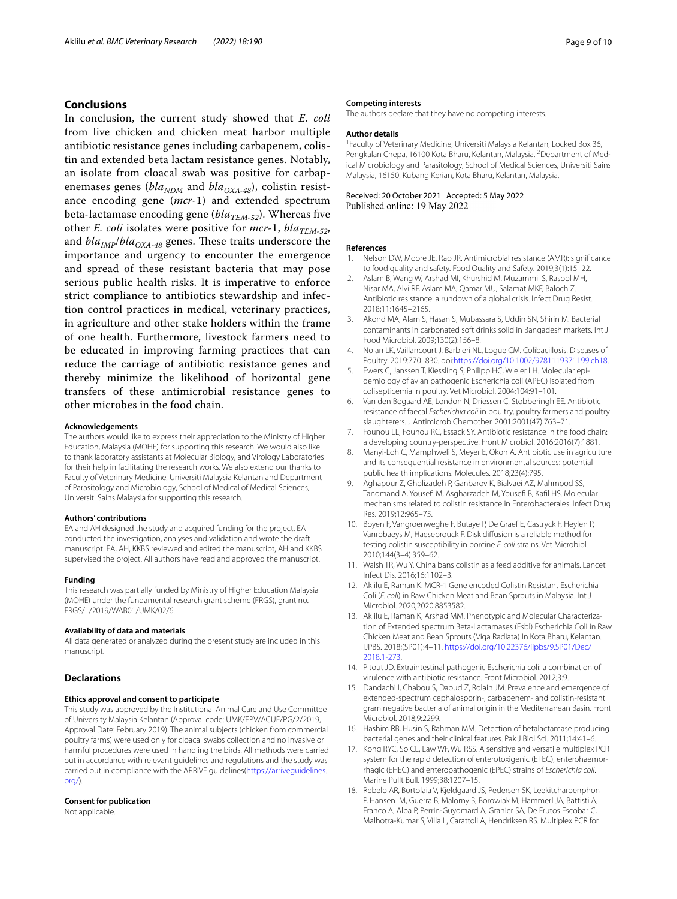## Conclusions

In conclusion, the current study showed that *E. coli* from live chicken and chicken meat harbor multiple antibiotic resistance genes including carbapenem, colistin and extended beta lactam resistance genes. Notably, an isolate from cloacal swab was positive for carbapenemases genes ($bla_{NDM}$ and $bla_{OXA-48}$), colistin resistance encoding gene (*mcr*-1) and extended spectrum beta-lactamase encoding gene ($bla_{TEM-52}$). Whereas five other *E. coli* isolates were positive for *mcr*-1, $bla_{TEM-52}$, and $bla_{IMP}$/$bla_{OXA-48}$ genes. These traits underscore the importance and urgency to encounter the emergence and spread of these resistant bacteria that may pose serious public health risks. It is imperative to enforce strict compliance to antibiotics stewardship and infection control practices in medical, veterinary practices, in agriculture and other stake holders within the frame of one health. Furthermore, livestock farmers need to be educated in improving farming practices that can reduce the carriage of antibiotic resistance genes and thereby minimize the likelihood of horizontal gene transfers of these antimicrobial resistance genes to other microbes in the food chain.

#### Acknowledgements

The authors would like to express their appreciation to the Ministry of Higher Education, Malaysia (MOHE) for supporting this research. We would also like to thank laboratory assistants at Molecular Biology, and Virology Laboratories for their help in facilitating the research works. We also extend our thanks to Faculty of Veterinary Medicine, Universiti Malaysia Kelantan and Department of Parasitology and Microbiology, School of Medical of Medical Sciences, Universiti Sains Malaysia for supporting this research.

#### Authors' contributions

EA and AH designed the study and acquired funding for the project. EA conducted the investigation, analyses and validation and wrote the draft manuscript. EA, AH, KKBS reviewed and edited the manuscript, AH and KKBS supervised the project. All authors have read and approved the manuscript.

#### Funding

This research was partially funded by Ministry of Higher Education Malaysia (MOHE) under the fundamental research grant scheme (FRGS), grant no. FRGS/1/2019/WAB01/UMK/02/6.

#### Availability of data and materials

All data generated or analyzed during the present study are included in this manuscript.

## Declarations

#### Ethics approval and consent to participate

This study was approved by the Institutional Animal Care and Use Committee of University Malaysia Kelantan (Approval code: UMK/FPV/ACUE/PG/2/2019, Approval Date: February 2019). The animal subjects (chicken from commercial poultry farms) were used only for cloacal swabs collection and no invasive or harmful procedures were used in handling the birds. All methods were carried out in accordance with relevant guidelines and regulations and the study was carried out in compliance with the ARRIVE guidelines(https://arriveguidelines.org/).

#### Consent for publication

Not applicable.

#### Competing interests

The authors declare that they have no competing interests.

#### Author details

[1]Faculty of Veterinary Medicine, Universiti Malaysia Kelantan, Locked Box 36, Pengkalan Chepa, 16100 Kota Bharu, Kelantan, Malaysia. [2]Department of Medical Microbiology and Parasitology, School of Medical Sciences, Universiti Sains Malaysia, 16150, Kubang Kerian, Kota Bharu, Kelantan, Malaysia.

Received: 20 October 2021 Accepted: 5 May 2022
Published online: 19 May 2022

#### References

1. Nelson DW, Moore JE, Rao JR. Antimicrobial resistance (AMR): significance to food quality and safety. Food Quality and Safety. 2019;3(1):15–22.
2. Aslam B, Wang W, Arshad MI, Khurshid M, Muzammil S, Rasool MH, Nisar MA, Alvi RF, Aslam MA, Qamar MU, Salamat MKF, Baloch Z. Antibiotic resistance: a rundown of a global crisis. Infect Drug Resist. 2018;11:1645–2165.
3. Akond MA, Alam S, Hasan S, Mubassara S, Uddin SN, Shirin M. Bacterial contaminants in carbonated soft drinks solid in Bangadesh markets. Int J Food Microbiol. 2009;130(2):156–8.
4. Nolan LK, Vaillancourt J, Barbieri NL, Logue CM. Colibacillosis. Diseases of Poultry. 2019:770–830. doi:https://doi.org/10.1002/9781119371199.ch18.
5. Ewers C, Janssen T, Kiessling S, Philipp HC, Wieler LH. Molecular epidemiology of avian pathogenic Escherichia coli (APEC) isolated from colisepticemia in poultry. Vet Microbiol. 2004;104:91–101.
6. Van den Bogaard AE, London N, Driessen C, Stobberingh EE. Antibiotic resistance of faecal *Escherichia coli* in poultry, poultry farmers and poultry slaughterers. J Antimicrob Chemother. 2001;2001(47):763–71.
7. Founou LL, Founou RC, Essack SY. Antibiotic resistance in the food chain: a developing country-perspective. Front Microbiol. 2016;2016(7):1881.
8. Manyi-Loh C, Mamphweli S, Meyer E, Okoh A. Antibiotic use in agriculture and its consequential resistance in environmental sources: potential public health implications. Molecules. 2018;23(4):795.
9. Aghapour Z, Gholizadeh P, Ganbarov K, Bialvaei AZ, Mahmood SS, Tanomand A, Yousefi M, Asgharzadeh M, Yousefi B, Kafil HS. Molecular mechanisms related to colistin resistance in Enterobacteriales. Infect Drug Res. 2019;12:965–75.
10. Boyen F, Vangroenweghe F, Butaye P, De Graef E, Castryck F, Heylen P, Vanrobaeys M, Haesebrouck F. Disk diffusion is a reliable method for testing colistin susceptibility in porcine *E. coli* strains. Vet Microbiol. 2010;144(3–4):359–62.
11. Walsh TR, Wu Y. China bans colistin as a feed additive for animals. Lancet Infect Dis. 2016;16:1102–3.
12. Aklilu E, Raman K. MCR-1 Gene encoded Colistin Resistant Escherichia Coli (*E. coli*) in Raw Chicken Meat and Bean Sprouts in Malaysia. Int J Microbiol. 2020;2020:8853582.
13. Aklilu E, Raman K, Arshad MM. Phenotypic and Molecular Characterization of Extended spectrum Beta-Lactamases (Esbl) Escherichia Coli in Raw Chicken Meat and Bean Sprouts (Viga Radiata) In Kota Bharu, Kelantan. IJPBS. 2018;(SP01):4–11. https://doi.org/10.22376/ijpbs/9.SP01/Dec/2018.1-273.
14. Pitout JD. Extraintestinal pathogenic Escherichia coli: a combination of virulence with antibiotic resistance. Front Microbiol. 2012;3:9.
15. Dandachi I, Chabou S, Daoud Z, Rolain JM. Prevalence and emergence of extended-spectrum cephalosporin-, carbapenem- and colistin-resistant gram negative bacteria of animal origin in the Mediterranean Basin. Front Microbiol. 2018;9:2299.
16. Hashim RB, Husin S, Rahman MM. Detection of betalactamase producing bacterial genes and their clinical features. Pak J Biol Sci. 2011;14:41–6.
17. Kong RYC, So CL, Law WF, Wu RSS. A sensitive and versatile multiplex PCR system for the rapid detection of enterotoxigenic (ETEC), enterohaemorrhagic (EHEC) and enteropathogenic (EPEC) strains of *Escherichia coli*. Marine Pullt Bull. 1999;38:1207–15.
18. Rebelo AR, Bortolaia V, Kjeldgaard JS, Pedersen SK, Leekitcharoenphon P, Hansen IM, Guerra B, Malorny B, Borowiak M, Hammerl JA, Battisti A, Franco A, Alba P, Perrin-Guyomard A, Granier SA, De Frutos Escobar C, Malhotra-Kumar S, Villa L, Carattoli A, Hendriksen RS. Multiplex PCR for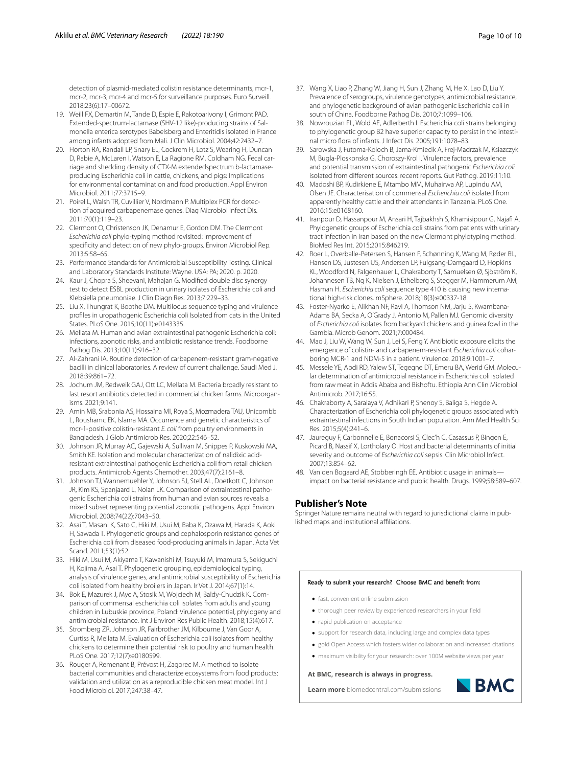detection of plasmid-mediated colistin resistance determinants, mcr-1, mcr-2, mcr-3, mcr-4 and mcr-5 for surveillance purposes. Euro Surveill. 2018;23(6):17–00672.

19. Weill FX, Demartin M, Tande D, Espie E, Rakotoarivony I, Grimont PAD. Extended-spectrum-lactamase (SHV-12 like)-producing strains of Salmonella enterica serotypes Babelsberg and Enteritidis isolated in France among infants adopted from Mali. J Clin Microbiol. 2004;42:2432–7.
20. Horton RA, Randall LP, Snary EL, Cockrem H, Lotz S, Wearing H, Duncan D, Rabie A, McLaren I, Watson E, La Ragione RM, Coldham NG. Fecal carriage and shedding density of CTX-M extendedspectrum b-lactamase-producing Escherichia coli in cattle, chickens, and pigs: Implications for environmental contamination and food production. Appl Environ Microbiol. 2011;77:3715–9.
21. Poirel L, Walsh TR, Cuvillier V, Nordmann P. Multiplex PCR for detection of acquired carbapenemase genes. Diag Microbiol Infect Dis. 2011;70(1):119–23.
22. Clermont O, Christenson JK, Denamur E, Gordon DM. The Clermont *Escherichia coli* phylo-typing method revisited: improvement of specificity and detection of new phylo-groups. Environ Microbiol Rep. 2013;5:58–65.
23. Performance Standards for Antimicrobial Susceptibility Testing. Clinical and Laboratory Standards Institute: Wayne. USA: PA; 2020. p. 2020.
24. Kaur J, Chopra S, Sheevani, Mahajan G. Modified double disc synergy test to detect ESBL production in urinary isolates of Escherichia coli and Klebsiella pneumoniae. J Clin Diagn Res. 2013;7:229–33.
25. Liu X, Thungrat K, Boothe DM. Multilocus sequence typing and virulence profiles in uropathogenic Escherichia coli Isolated from cats in the United States. PLoS One. 2015;10(11):e0143335.
26. Mellata M. Human and avian extraintestinal pathogenic Escherichia coli: infections, zoonotic risks, and antibiotic resistance trends. Foodborne Pathog Dis. 2013;10(11):916–32.
27. Al-Zahrani IA. Routine detection of carbapenem-resistant gram-negative bacilli in clinical laboratories. A review of current challenge. Saudi Med J. 2018;39:861–72.
28. Jochum JM, Redweik GAJ, Ott LC, Mellata M. Bacteria broadly resistant to last resort antibiotics detected in commercial chicken farms. Microorganisms. 2021;9:141.
29. Amin MB, Srabonia AS, Hossaina MI, Roya S, Mozmadera TAU, Unicombb L, Roushamc EK, Islama MA. Occurrence and genetic characteristics of mcr-1-positive colistin-resistant *E. coli* from poultry environments in Bangladesh. J Glob Antimicrob Res. 2020;22:546–52.
30. Johnson JR, Murray AC, Gajewski A, Sullivan M, Snippes P, Kuskowski MA, Smith KE. Isolation and molecular characterization of nalidixic acid-resistant extraintestinal pathogenic Escherichia coli from retail chicken products. Antimicrob Agents Chemother. 2003;47(7):2161–8.
31. Johnson TJ, Wannemuehler Y, Johnson SJ, Stell AL, Doetkott C, Johnson JR, Kim KS, Spanjaard L, Nolan LK. Comparison of extraintestinal pathogenic Escherichia coli strains from human and avian sources reveals a mixed subset representing potential zoonotic pathogens. Appl Environ Microbiol. 2008;74(22):7043–50.
32. Asai T, Masani K, Sato C, Hiki M, Usui M, Baba K, Ozawa M, Harada K, Aoki H, Sawada T. Phylogenetic groups and cephalosporin resistance genes of Escherichia coli from diseased food-producing animals in Japan. Acta Vet Scand. 2011;53(1):52.
33. Hiki M, Usui M, Akiyama T, Kawanishi M, Tsuyuki M, Imamura S, Sekiguchi H, Kojima A, Asai T. Phylogenetic grouping, epidemiological typing, analysis of virulence genes, and antimicrobial susceptibility of Escherichia coli isolated from healthy broilers in Japan. Ir Vet J. 2014;67(1):14.
34. Bok E, Mazurek J, Myc A, Stosik M, Wojciech M, Baldy-Chudzik K. Comparison of commensal escherichia coli isolates from adults and young children in Lubuskie province, Poland: Virulence potential, phylogeny and antimicrobial resistance. Int J Environ Res Public Health. 2018;15(4):617.
35. Stromberg ZR, Johnson JR, Fairbrother JM, Kilbourne J, Van Goor A, Curtiss R, Mellata M. Evaluation of Escherichia coli isolates from healthy chickens to determine their potential risk to poultry and human health. PLoS One. 2017;12(7):e0180599.
36. Rouger A, Remenant B, Prévost H, Zagorec M. A method to isolate bacterial communities and characterize ecosystems from food products: validation and utilization as a reproducible chicken meat model. Int J Food Microbiol. 2017;247:38–47.
37. Wang X, Liao P, Zhang W, Jiang H, Sun J, Zhang M, He X, Lao D, Liu Y. Prevalence of serogroups, virulence genotypes, antimicrobial resistance, and phylogenetic background of avian pathogenic Escherichia coli in south of China. Foodborne Pathog Dis. 2010;7:1099–106.
38. Nowrouzian FL, Wold AE, Adlerberth I. Escherichia coli strains belonging to phylogenetic group B2 have superior capacity to persist in the intestinal micro flora of infants. J Infect Dis. 2005;191:1078–83.
39. Sarowska J, Futoma-Koloch B, Jama-Kmiecik A, Frej-Madrzak M, Ksiazczyk M, Bugla-Ploskonska G, Choroszy-Krol I. Virulence factors, prevalence and potential transmission of extraintestinal pathogenic *Escherichia coli* isolated from different sources: recent reports. Gut Pathog. 2019;11:10.
40. Madoshi BP, Kudirkiene E, Mtambo MM, Muhairwa AP, Lupindu AM, Olsen JE. Characterisation of commensal *Escherichia coli* isolated from apparently healthy cattle and their attendants in Tanzania. PLoS One. 2016;15:e0168160.
41. Iranpour D, Hassanpour M, Ansari H, Tajbakhsh S, Khamisipour G, Najafi A. Phylogenetic groups of Escherichia coli strains from patients with urinary tract infection in Iran based on the new Clermont phylotyping method. BioMed Res Int. 2015;2015:846219.
42. Roer L, Overballe-Petersen S, Hansen F, Schønning K, Wang M, Røder BL, Hansen DS, Justesen US, Andersen LP, Fulgsang-Damgaard D, Hopkins KL, Woodford N, Falgenhauer L, Chakraborty T, Samuelsen Ø, Sjöström K, Johannesen TB, Ng K, Nielsen J, Ethelberg S, Stegger M, Hammerum AM, Hasman H. *Escherichia coli* sequence type 410 is causing new international high-risk clones. mSphere. 2018;18(3):e00337-18.
43. Foster-Nyarko E, Alikhan NF, Ravi A, Thomson NM, Jarju S, Kwambana-Adams BA, Secka A, O'Grady J, Antonio M, Pallen MJ. Genomic diversity of *Escherichia coli* isolates from backyard chickens and guinea fowl in the Gambia. Microb Genom. 2021;7:000484.
44. Mao J, Liu W, Wang W, Sun J, Lei S, Feng Y. Antibiotic exposure elicits the emergence of colistin- and carbapenem-resistant *Escherichia coli* coharboring MCR-1 and NDM-5 in a patient. Virulence. 2018;9:1001–7.
45. Messele YE, Abdi RD, Yalew ST, Tegegne DT, Emeru BA, Werid GM. Molecular determination of antimicrobial resistance in Escherichia coli isolated from raw meat in Addis Ababa and Bishoftu. Ethiopia Ann Clin Microbiol Antimicrob. 2017;16:55.
46. Chakraborty A, Saralaya V, Adhikari P, Shenoy S, Baliga S, Hegde A. Characterization of Escherichia coli phylogenetic groups associated with extraintestinal infections in South Indian population. Ann Med Health Sci Res. 2015;5(4):241–6.
47. Jaureguy F, Carbonnelle E, Bonacorsi S, Clec'h C, Casassus P, Bingen E, Picard B, Nassif X, Lortholary O. Host and bacterial determinants of initial severity and outcome of *Escherichia coli* sepsis. Clin Microbiol Infect. 2007;13:854–62.
48. Van den Bogaard AE, Stobberingh EE. Antibiotic usage in animals—impact on bacterial resistance and public health. Drugs. 1999;58:589–607.

## Publisher's Note

Springer Nature remains neutral with regard to jurisdictional claims in published maps and institutional affiliations.

Ready to submit your research? Choose BMC and benefit from:

- fast, convenient online submission
- thorough peer review by experienced researchers in your field
- rapid publication on acceptance
- support for research data, including large and complex data types
- gold Open Access which fosters wider collaboration and increased citations
- maximum visibility for your research: over 100M website views per year

**At BMC, research is always in progress.**

**Learn more** biomedcentral.com/submissions

BMC